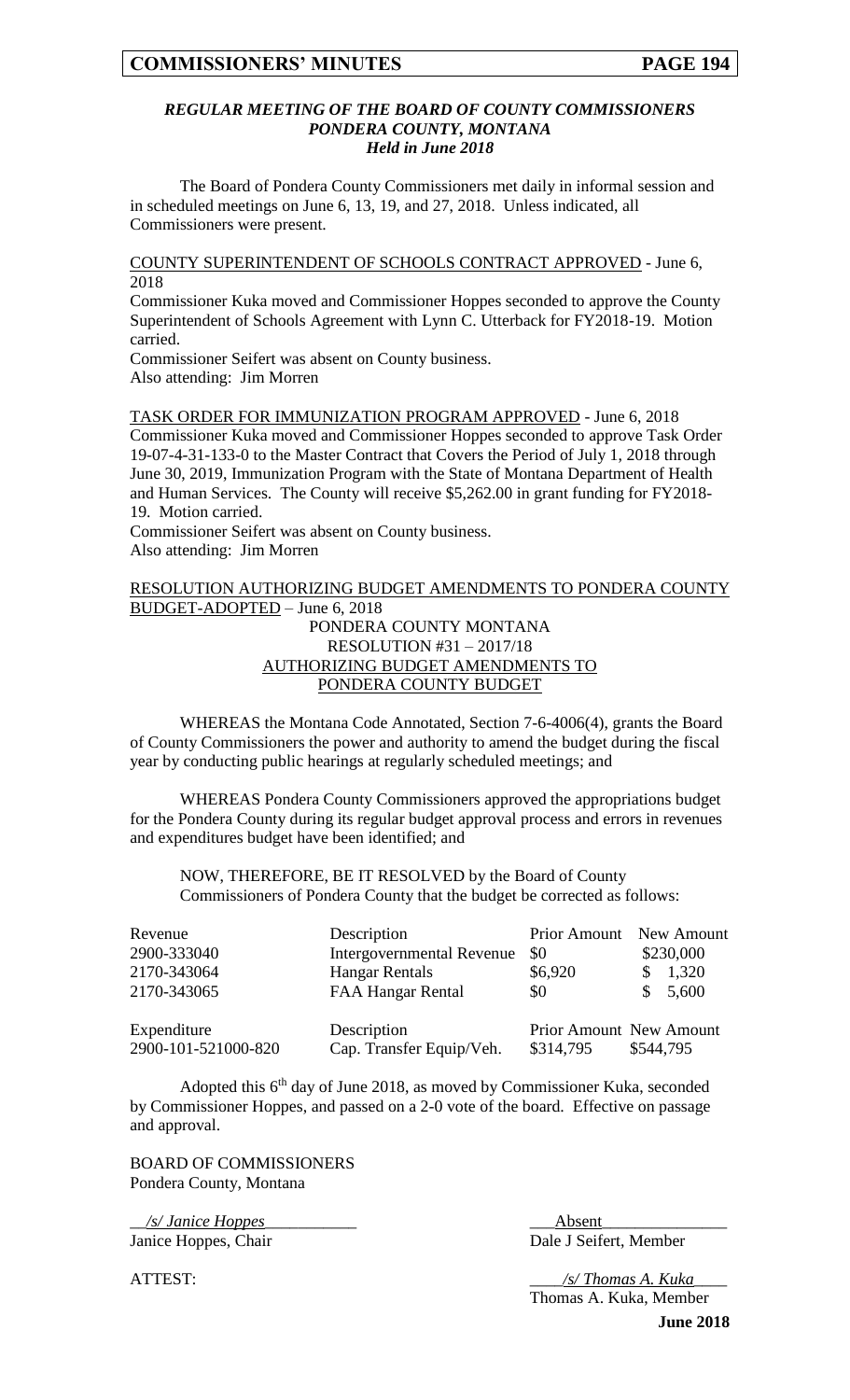### *REGULAR MEETING OF THE BOARD OF COUNTY COMMISSIONERS*
### *PONDERA COUNTY, MONTANA*
### *Held in June 2018*

The Board of Pondera County Commissioners met daily in informal session and in scheduled meetings on June 6, 13, 19, and 27, 2018. Unless indicated, all Commissioners were present.

COUNTY SUPERINTENDENT OF SCHOOLS CONTRACT APPROVED - June 6, 2018

Commissioner Kuka moved and Commissioner Hoppes seconded to approve the County Superintendent of Schools Agreement with Lynn C. Utterback for FY2018-19. Motion carried.

Commissioner Seifert was absent on County business.
Also attending: Jim Morren

TASK ORDER FOR IMMUNIZATION PROGRAM APPROVED - June 6, 2018

Commissioner Kuka moved and Commissioner Hoppes seconded to approve Task Order 19-07-4-31-133-0 to the Master Contract that Covers the Period of July 1, 2018 through June 30, 2019, Immunization Program with the State of Montana Department of Health and Human Services. The County will receive $5,262.00 in grant funding for FY2018-19. Motion carried.

Commissioner Seifert was absent on County business.
Also attending: Jim Morren

RESOLUTION AUTHORIZING BUDGET AMENDMENTS TO PONDERA COUNTY BUDGET-ADOPTED – June 6, 2018

PONDERA COUNTY MONTANA
RESOLUTION #31 – 2017/18
AUTHORIZING BUDGET AMENDMENTS TO
PONDERA COUNTY BUDGET

WHEREAS the Montana Code Annotated, Section 7-6-4006(4), grants the Board of County Commissioners the power and authority to amend the budget during the fiscal year by conducting public hearings at regularly scheduled meetings; and

WHEREAS Pondera County Commissioners approved the appropriations budget for the Pondera County during its regular budget approval process and errors in revenues and expenditures budget have been identified; and

NOW, THEREFORE, BE IT RESOLVED by the Board of County Commissioners of Pondera County that the budget be corrected as follows:

| Revenue | Description | Prior Amount | New Amount |
|---|---|---|---|
| 2900-333040 | Intergovernmental Revenue | $0 | $230,000 |
| 2170-343064 | Hangar Rentals | $6,920 | $ 1,320 |
| 2170-343065 | FAA Hangar Rental | $0 | $ 5,600 |

| Expenditure | Description | Prior Amount | New Amount |
|---|---|---|---|
| 2900-101-521000-820 | Cap. Transfer Equip/Veh. | $314,795 | $544,795 |

Adopted this 6th day of June 2018, as moved by Commissioner Kuka, seconded by Commissioner Hoppes, and passed on a 2-0 vote of the board. Effective on passage and approval.

BOARD OF COMMISSIONERS
Pondera County, Montana

*/s/ Janice Hoppes*
Janice Hoppes, Chair

Absent
Dale J Seifert, Member

ATTEST:

*/s/ Thomas A. Kuka*
Thomas A. Kuka, Member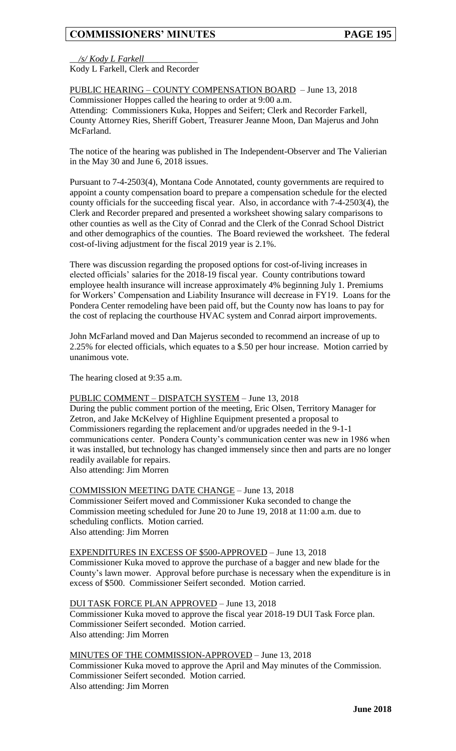__/s/ Kody L Farkell____________
Kody L Farkell, Clerk and Recorder

PUBLIC HEARING – COUNTY COMPENSATION BOARD – June 13, 2018
Commissioner Hoppes called the hearing to order at 9:00 a.m.
Attending: Commissioners Kuka, Hoppes and Seifert; Clerk and Recorder Farkell, County Attorney Ries, Sheriff Gobert, Treasurer Jeanne Moon, Dan Majerus and John McFarland.

The notice of the hearing was published in The Independent-Observer and The Valierian in the May 30 and June 6, 2018 issues.

Pursuant to 7-4-2503(4), Montana Code Annotated, county governments are required to appoint a county compensation board to prepare a compensation schedule for the elected county officials for the succeeding fiscal year. Also, in accordance with 7-4-2503(4), the Clerk and Recorder prepared and presented a worksheet showing salary comparisons to other counties as well as the City of Conrad and the Clerk of the Conrad School District and other demographics of the counties. The Board reviewed the worksheet. The federal cost-of-living adjustment for the fiscal 2019 year is 2.1%.

There was discussion regarding the proposed options for cost-of-living increases in elected officials' salaries for the 2018-19 fiscal year. County contributions toward employee health insurance will increase approximately 4% beginning July 1. Premiums for Workers' Compensation and Liability Insurance will decrease in FY19. Loans for the Pondera Center remodeling have been paid off, but the County now has loans to pay for the cost of replacing the courthouse HVAC system and Conrad airport improvements.

John McFarland moved and Dan Majerus seconded to recommend an increase of up to 2.25% for elected officials, which equates to a $.50 per hour increase. Motion carried by unanimous vote.

The hearing closed at 9:35 a.m.

PUBLIC COMMENT – DISPATCH SYSTEM – June 13, 2018
During the public comment portion of the meeting, Eric Olsen, Territory Manager for Zetron, and Jake McKelvey of Highline Equipment presented a proposal to Commissioners regarding the replacement and/or upgrades needed in the 9-1-1 communications center. Pondera County's communication center was new in 1986 when it was installed, but technology has changed immensely since then and parts are no longer readily available for repairs.
Also attending: Jim Morren

COMMISSION MEETING DATE CHANGE – June 13, 2018
Commissioner Seifert moved and Commissioner Kuka seconded to change the Commission meeting scheduled for June 20 to June 19, 2018 at 11:00 a.m. due to scheduling conflicts. Motion carried.
Also attending: Jim Morren

EXPENDITURES IN EXCESS OF $500-APPROVED – June 13, 2018
Commissioner Kuka moved to approve the purchase of a bagger and new blade for the County's lawn mower. Approval before purchase is necessary when the expenditure is in excess of $500. Commissioner Seifert seconded. Motion carried.

DUI TASK FORCE PLAN APPROVED – June 13, 2018
Commissioner Kuka moved to approve the fiscal year 2018-19 DUI Task Force plan. Commissioner Seifert seconded. Motion carried.
Also attending: Jim Morren

MINUTES OF THE COMMISSION-APPROVED – June 13, 2018
Commissioner Kuka moved to approve the April and May minutes of the Commission. Commissioner Seifert seconded. Motion carried.
Also attending: Jim Morren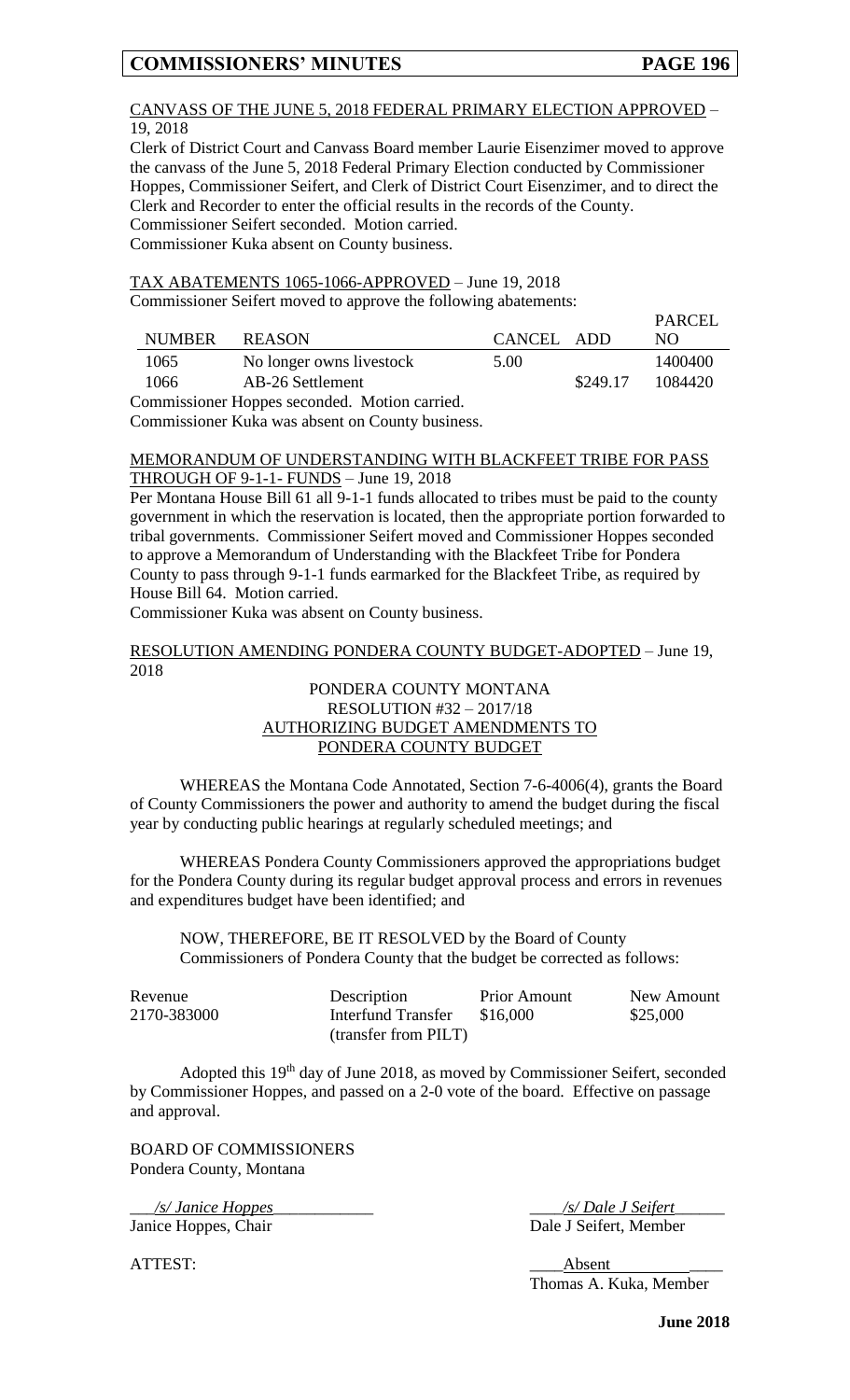CANVASS OF THE JUNE 5, 2018 FEDERAL PRIMARY ELECTION APPROVED – 19, 2018

Clerk of District Court and Canvass Board member Laurie Eisenzimer moved to approve the canvass of the June 5, 2018 Federal Primary Election conducted by Commissioner Hoppes, Commissioner Seifert, and Clerk of District Court Eisenzimer, and to direct the Clerk and Recorder to enter the official results in the records of the County.
Commissioner Seifert seconded. Motion carried.
Commissioner Kuka absent on County business.

TAX ABATEMENTS 1065-1066-APPROVED – June 19, 2018

Commissioner Seifert moved to approve the following abatements:

| NUMBER | REASON | CANCEL | ADD | PARCEL NO |
|---|---|---|---|---|
| 1065 | No longer owns livestock | 5.00 | | 1400400 |
| 1066 | AB-26 Settlement | | $249.17 | 1084420 |

Commissioner Hoppes seconded. Motion carried.
Commissioner Kuka was absent on County business.

MEMORANDUM OF UNDERSTANDING WITH BLACKFEET TRIBE FOR PASS THROUGH OF 9-1-1- FUNDS – June 19, 2018

Per Montana House Bill 61 all 9-1-1 funds allocated to tribes must be paid to the county government in which the reservation is located, then the appropriate portion forwarded to tribal governments. Commissioner Seifert moved and Commissioner Hoppes seconded to approve a Memorandum of Understanding with the Blackfeet Tribe for Pondera County to pass through 9-1-1 funds earmarked for the Blackfeet Tribe, as required by House Bill 64. Motion carried.
Commissioner Kuka was absent on County business.

RESOLUTION AMENDING PONDERA COUNTY BUDGET-ADOPTED – June 19, 2018

PONDERA COUNTY MONTANA
RESOLUTION #32 – 2017/18
AUTHORIZING BUDGET AMENDMENTS TO
PONDERA COUNTY BUDGET

WHEREAS the Montana Code Annotated, Section 7-6-4006(4), grants the Board of County Commissioners the power and authority to amend the budget during the fiscal year by conducting public hearings at regularly scheduled meetings; and

WHEREAS Pondera County Commissioners approved the appropriations budget for the Pondera County during its regular budget approval process and errors in revenues and expenditures budget have been identified; and

NOW, THEREFORE, BE IT RESOLVED by the Board of County Commissioners of Pondera County that the budget be corrected as follows:

| Revenue | Description | Prior Amount | New Amount |
|---|---|---|---|
| 2170-383000 | Interfund Transfer (transfer from PILT) | $16,000 | $25,000 |

Adopted this 19th day of June 2018, as moved by Commissioner Seifert, seconded by Commissioner Hoppes, and passed on a 2-0 vote of the board. Effective on passage and approval.

BOARD OF COMMISSIONERS
Pondera County, Montana

*/s/ Janice Hoppes*
Janice Hoppes, Chair

*/s/ Dale J Seifert*
Dale J Seifert, Member

ATTEST:

Absent
Thomas A. Kuka, Member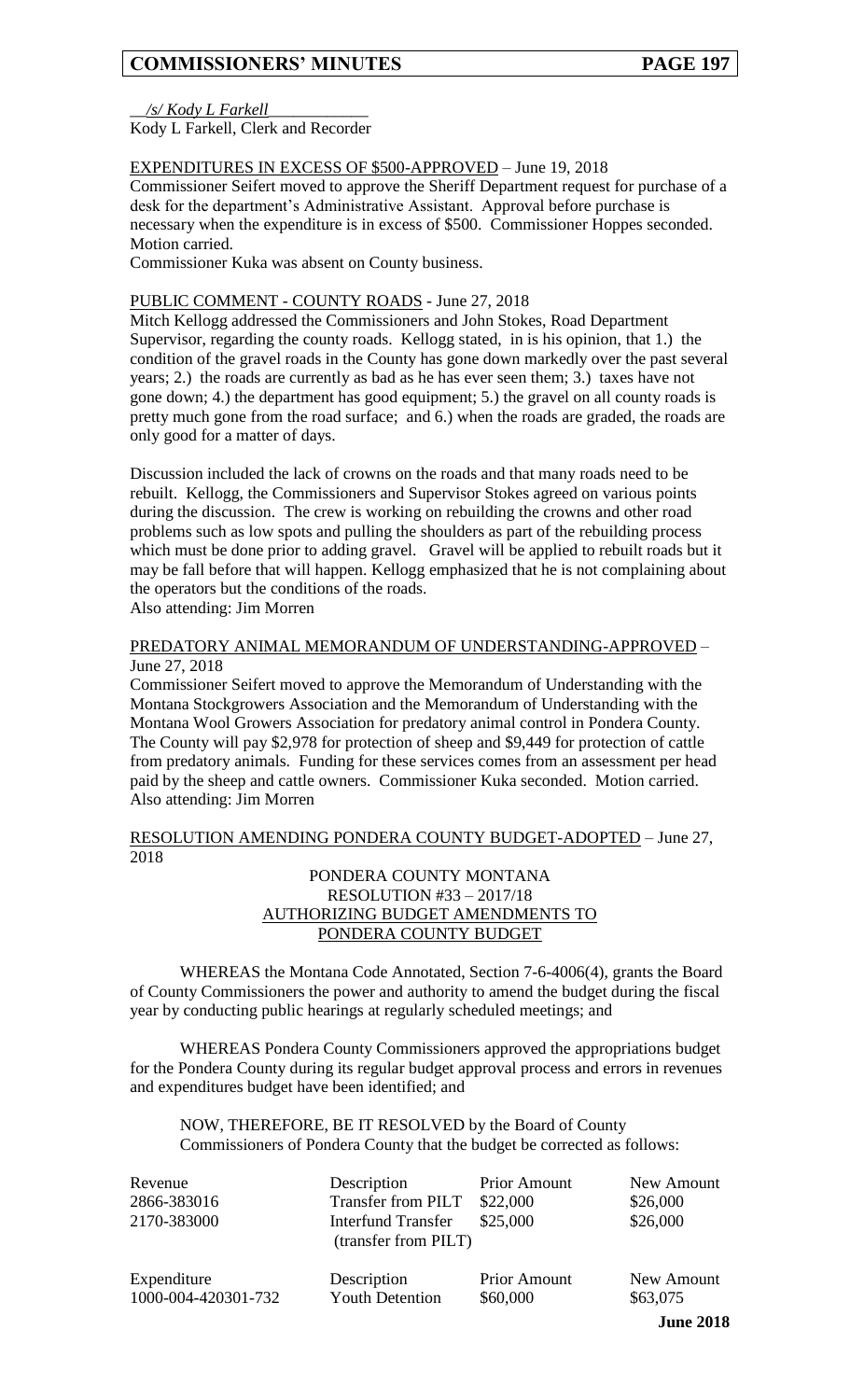__/s/ Kody L Farkell____________
Kody L Farkell, Clerk and Recorder

EXPENDITURES IN EXCESS OF $500-APPROVED – June 19, 2018
Commissioner Seifert moved to approve the Sheriff Department request for purchase of a desk for the department's Administrative Assistant. Approval before purchase is necessary when the expenditure is in excess of $500. Commissioner Hoppes seconded. Motion carried.
Commissioner Kuka was absent on County business.

PUBLIC COMMENT - COUNTY ROADS - June 27, 2018
Mitch Kellogg addressed the Commissioners and John Stokes, Road Department Supervisor, regarding the county roads. Kellogg stated, in is his opinion, that 1.) the condition of the gravel roads in the County has gone down markedly over the past several years; 2.) the roads are currently as bad as he has ever seen them; 3.) taxes have not gone down; 4.) the department has good equipment; 5.) the gravel on all county roads is pretty much gone from the road surface; and 6.) when the roads are graded, the roads are only good for a matter of days.

Discussion included the lack of crowns on the roads and that many roads need to be rebuilt. Kellogg, the Commissioners and Supervisor Stokes agreed on various points during the discussion. The crew is working on rebuilding the crowns and other road problems such as low spots and pulling the shoulders as part of the rebuilding process which must be done prior to adding gravel. Gravel will be applied to rebuilt roads but it may be fall before that will happen. Kellogg emphasized that he is not complaining about the operators but the conditions of the roads.
Also attending: Jim Morren

PREDATORY ANIMAL MEMORANDUM OF UNDERSTANDING-APPROVED – June 27, 2018
Commissioner Seifert moved to approve the Memorandum of Understanding with the Montana Stockgrowers Association and the Memorandum of Understanding with the Montana Wool Growers Association for predatory animal control in Pondera County. The County will pay $2,978 for protection of sheep and $9,449 for protection of cattle from predatory animals. Funding for these services comes from an assessment per head paid by the sheep and cattle owners. Commissioner Kuka seconded. Motion carried.
Also attending: Jim Morren

RESOLUTION AMENDING PONDERA COUNTY BUDGET-ADOPTED – June 27, 2018

PONDERA COUNTY MONTANA
RESOLUTION #33 – 2017/18
AUTHORIZING BUDGET AMENDMENTS TO
PONDERA COUNTY BUDGET

WHEREAS the Montana Code Annotated, Section 7-6-4006(4), grants the Board of County Commissioners the power and authority to amend the budget during the fiscal year by conducting public hearings at regularly scheduled meetings; and

WHEREAS Pondera County Commissioners approved the appropriations budget for the Pondera County during its regular budget approval process and errors in revenues and expenditures budget have been identified; and

NOW, THEREFORE, BE IT RESOLVED by the Board of County Commissioners of Pondera County that the budget be corrected as follows:

| Revenue | Description | Prior Amount | New Amount |
|---|---|---|---|
| 2866-383016 | Transfer from PILT | $22,000 | $26,000 |
| 2170-383000 | Interfund Transfer (transfer from PILT) | $25,000 | $26,000 |

| Expenditure | Description | Prior Amount | New Amount |
|---|---|---|---|
| 1000-004-420301-732 | Youth Detention | $60,000 | $63,075 |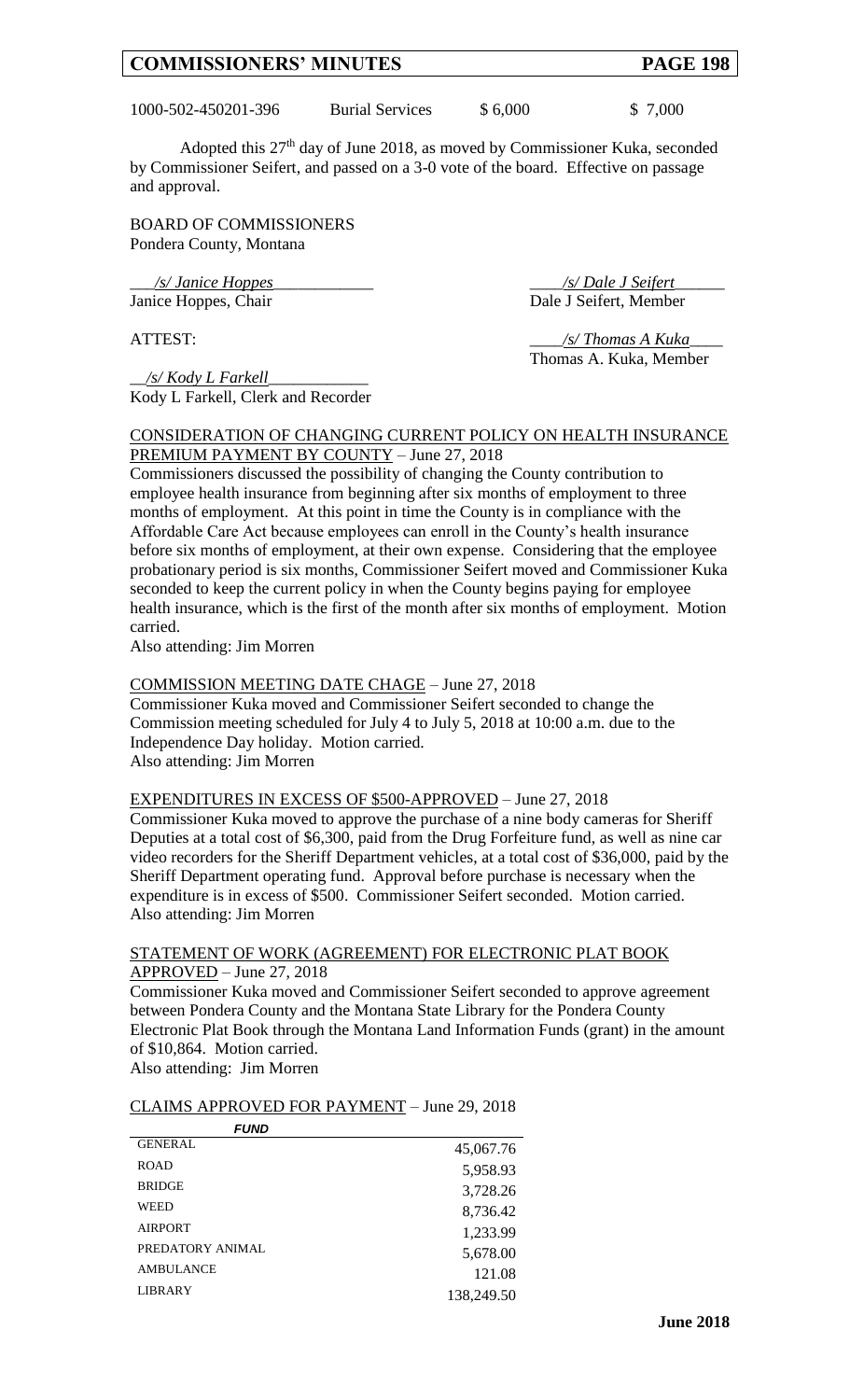| 1000-502-450201-396 | Burial Services | $ 6,000 | $ 7,000 |
|---|---|---|---|

Adopted this 27th day of June 2018, as moved by Commissioner Kuka, seconded by Commissioner Seifert, and passed on a 3-0 vote of the board. Effective on passage and approval.

BOARD OF COMMISSIONERS
Pondera County, Montana

*/s/ Janice Hoppes*
Janice Hoppes, Chair

*/s/ Dale J Seifert*
Dale J Seifert, Member

ATTEST:

*/s/ Thomas A Kuka*
Thomas A. Kuka, Member

*/s/ Kody L Farkell*
Kody L Farkell, Clerk and Recorder

CONSIDERATION OF CHANGING CURRENT POLICY ON HEALTH INSURANCE PREMIUM PAYMENT BY COUNTY – June 27, 2018
Commissioners discussed the possibility of changing the County contribution to employee health insurance from beginning after six months of employment to three months of employment. At this point in time the County is in compliance with the Affordable Care Act because employees can enroll in the County's health insurance before six months of employment, at their own expense. Considering that the employee probationary period is six months, Commissioner Seifert moved and Commissioner Kuka seconded to keep the current policy in when the County begins paying for employee health insurance, which is the first of the month after six months of employment. Motion carried.
Also attending: Jim Morren

COMMISSION MEETING DATE CHAGE – June 27, 2018
Commissioner Kuka moved and Commissioner Seifert seconded to change the Commission meeting scheduled for July 4 to July 5, 2018 at 10:00 a.m. due to the Independence Day holiday. Motion carried.
Also attending: Jim Morren

EXPENDITURES IN EXCESS OF $500-APPROVED – June 27, 2018
Commissioner Kuka moved to approve the purchase of a nine body cameras for Sheriff Deputies at a total cost of $6,300, paid from the Drug Forfeiture fund, as well as nine car video recorders for the Sheriff Department vehicles, at a total cost of $36,000, paid by the Sheriff Department operating fund. Approval before purchase is necessary when the expenditure is in excess of $500. Commissioner Seifert seconded. Motion carried.
Also attending: Jim Morren

STATEMENT OF WORK (AGREEMENT) FOR ELECTRONIC PLAT BOOK APPROVED – June 27, 2018
Commissioner Kuka moved and Commissioner Seifert seconded to approve agreement between Pondera County and the Montana State Library for the Pondera County Electronic Plat Book through the Montana Land Information Funds (grant) in the amount of $10,864. Motion carried.
Also attending: Jim Morren

CLAIMS APPROVED FOR PAYMENT – June 29, 2018

| *FUND* | |
|---|---|
| GENERAL | 45,067.76 |
| ROAD | 5,958.93 |
| BRIDGE | 3,728.26 |
| WEED | 8,736.42 |
| AIRPORT | 1,233.99 |
| PREDATORY ANIMAL | 5,678.00 |
| AMBULANCE | 121.08 |
| LIBRARY | 138,249.50 |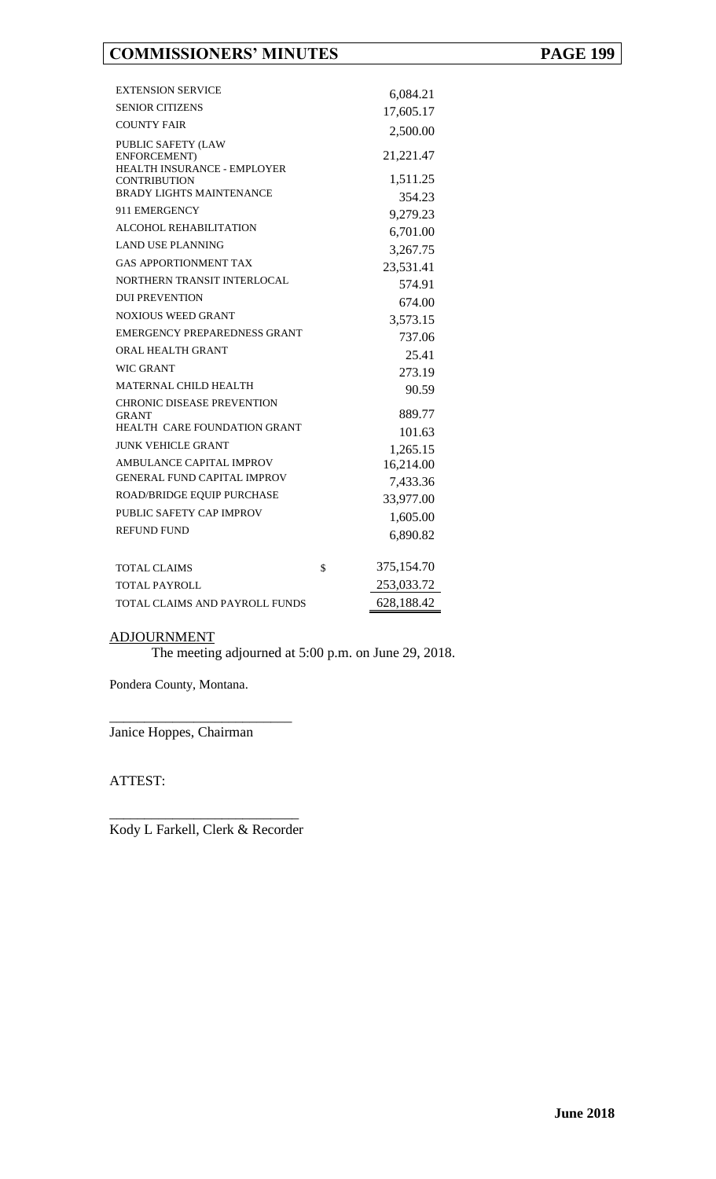| | | |
|---|---|---|
| EXTENSION SERVICE | | 6,084.21 |
| SENIOR CITIZENS | | 17,605.17 |
| COUNTY FAIR | | 2,500.00 |
| PUBLIC SAFETY (LAW ENFORCEMENT) | | 21,221.47 |
| HEALTH INSURANCE - EMPLOYER CONTRIBUTION | | 1,511.25 |
| BRADY LIGHTS MAINTENANCE | | 354.23 |
| 911 EMERGENCY | | 9,279.23 |
| ALCOHOL REHABILITATION | | 6,701.00 |
| LAND USE PLANNING | | 3,267.75 |
| GAS APPORTIONMENT TAX | | 23,531.41 |
| NORTHERN TRANSIT INTERLOCAL | | 574.91 |
| DUI PREVENTION | | 674.00 |
| NOXIOUS WEED GRANT | | 3,573.15 |
| EMERGENCY PREPAREDNESS GRANT | | 737.06 |
| ORAL HEALTH GRANT | | 25.41 |
| WIC GRANT | | 273.19 |
| MATERNAL CHILD HEALTH | | 90.59 |
| CHRONIC DISEASE PREVENTION GRANT | | 889.77 |
| HEALTH CARE FOUNDATION GRANT | | 101.63 |
| JUNK VEHICLE GRANT | | 1,265.15 |
| AMBULANCE CAPITAL IMPROV | | 16,214.00 |
| GENERAL FUND CAPITAL IMPROV | | 7,433.36 |
| ROAD/BRIDGE EQUIP PURCHASE | | 33,977.00 |
| PUBLIC SAFETY CAP IMPROV | | 1,605.00 |
| REFUND FUND | | 6,890.82 |
| | | |
| TOTAL CLAIMS | $ | 375,154.70 |
| TOTAL PAYROLL | | 253,033.72 |
| TOTAL CLAIMS AND PAYROLL FUNDS | | 628,188.42 |

ADJOURNMENT

The meeting adjourned at 5:00 p.m. on June 29, 2018.

Pondera County, Montana.

\_\_\_\_\_\_\_\_\_\_\_\_\_\_\_\_\_\_\_\_\_\_\_\_\_\_

Janice Hoppes, Chairman

ATTEST:

\_\_\_\_\_\_\_\_\_\_\_\_\_\_\_\_\_\_\_\_\_\_\_\_\_\_

Kody L Farkell, Clerk & Recorder